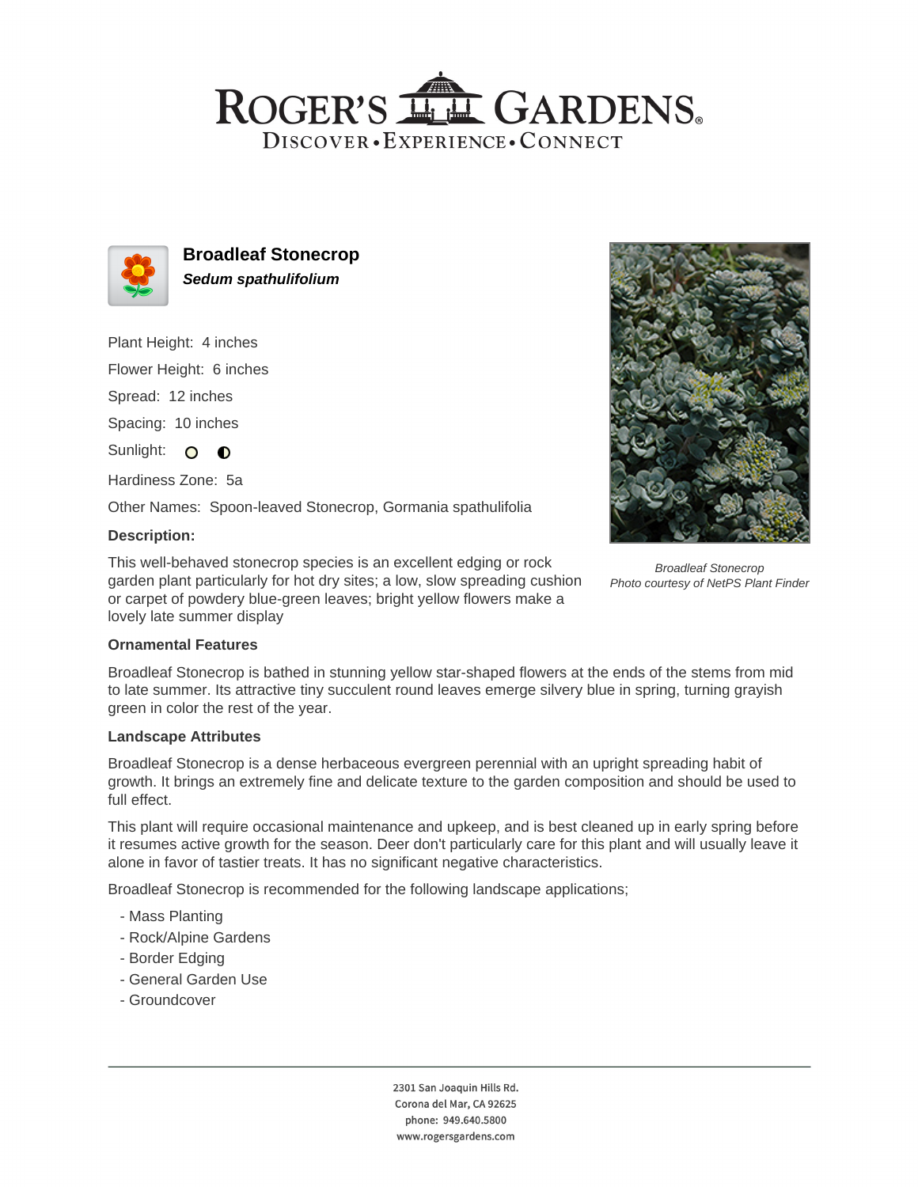# Broadleaf Stonecrop

***Sedum spathulifolium***

Plant Height: 4 inches

Flower Height: 6 inches

Spread: 12 inches

Spacing: 10 inches

Sunlight:

Hardiness Zone: 5a

Other Names: Spoon-leaved Stonecrop, Gormania spathulifolia

**Description:**

This well-behaved stonecrop species is an excellent edging or rock garden plant particularly for hot dry sites; a low, slow spreading cushion or carpet of powdery blue-green leaves; bright yellow flowers make a lovely late summer display

*Broadleaf Stonecrop*
*Photo courtesy of NetPS Plant Finder*

### Ornamental Features

Broadleaf Stonecrop is bathed in stunning yellow star-shaped flowers at the ends of the stems from mid to late summer. Its attractive tiny succulent round leaves emerge silvery blue in spring, turning grayish green in color the rest of the year.

### Landscape Attributes

Broadleaf Stonecrop is a dense herbaceous evergreen perennial with an upright spreading habit of growth. It brings an extremely fine and delicate texture to the garden composition and should be used to full effect.

This plant will require occasional maintenance and upkeep, and is best cleaned up in early spring before it resumes active growth for the season. Deer don't particularly care for this plant and will usually leave it alone in favor of tastier treats. It has no significant negative characteristics.

Broadleaf Stonecrop is recommended for the following landscape applications;

- Mass Planting
- Rock/Alpine Gardens
- Border Edging
- General Garden Use
- Groundcover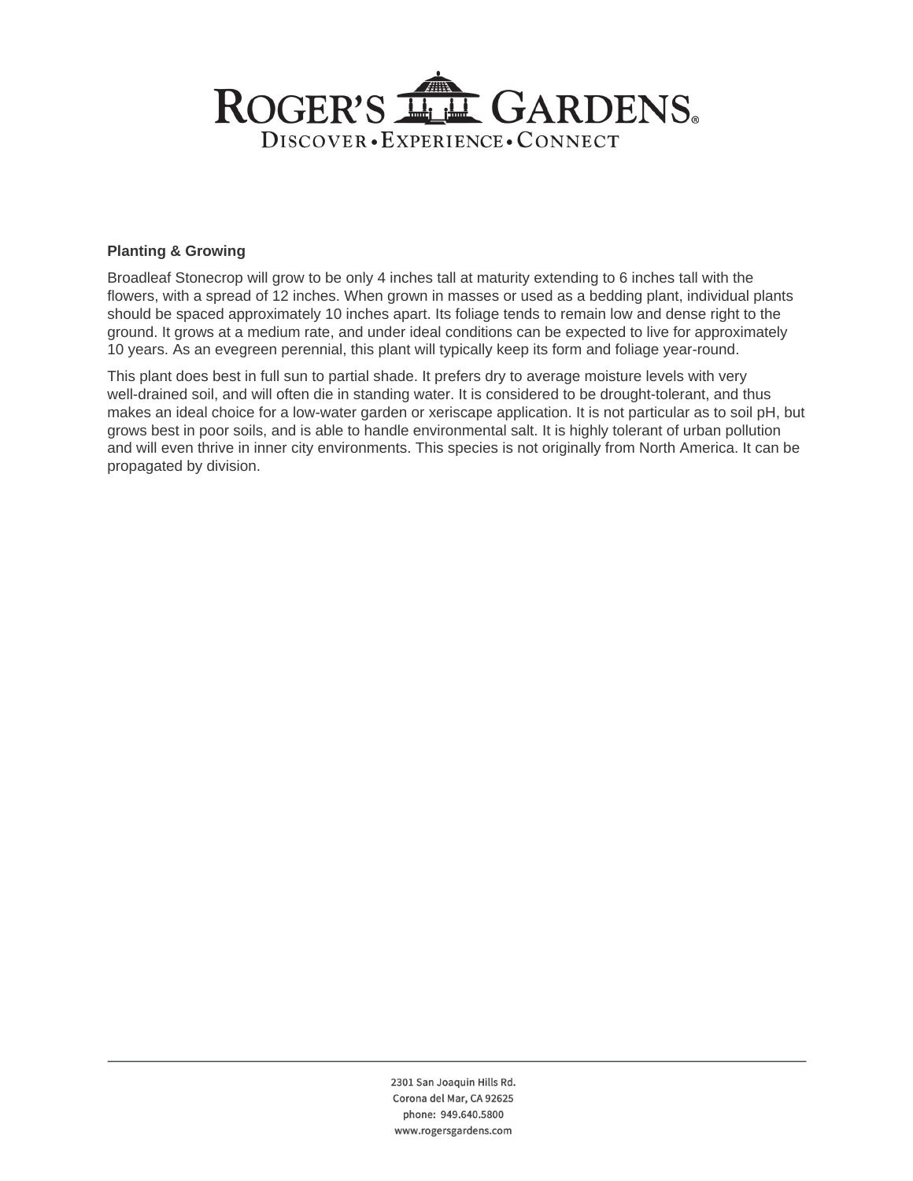**Planting & Growing**

Broadleaf Stonecrop will grow to be only 4 inches tall at maturity extending to 6 inches tall with the flowers, with a spread of 12 inches. When grown in masses or used as a bedding plant, individual plants should be spaced approximately 10 inches apart. Its foliage tends to remain low and dense right to the ground. It grows at a medium rate, and under ideal conditions can be expected to live for approximately 10 years. As an evegreen perennial, this plant will typically keep its form and foliage year-round.

This plant does best in full sun to partial shade. It prefers dry to average moisture levels with very well-drained soil, and will often die in standing water. It is considered to be drought-tolerant, and thus makes an ideal choice for a low-water garden or xeriscape application. It is not particular as to soil pH, but grows best in poor soils, and is able to handle environmental salt. It is highly tolerant of urban pollution and will even thrive in inner city environments. This species is not originally from North America. It can be propagated by division.